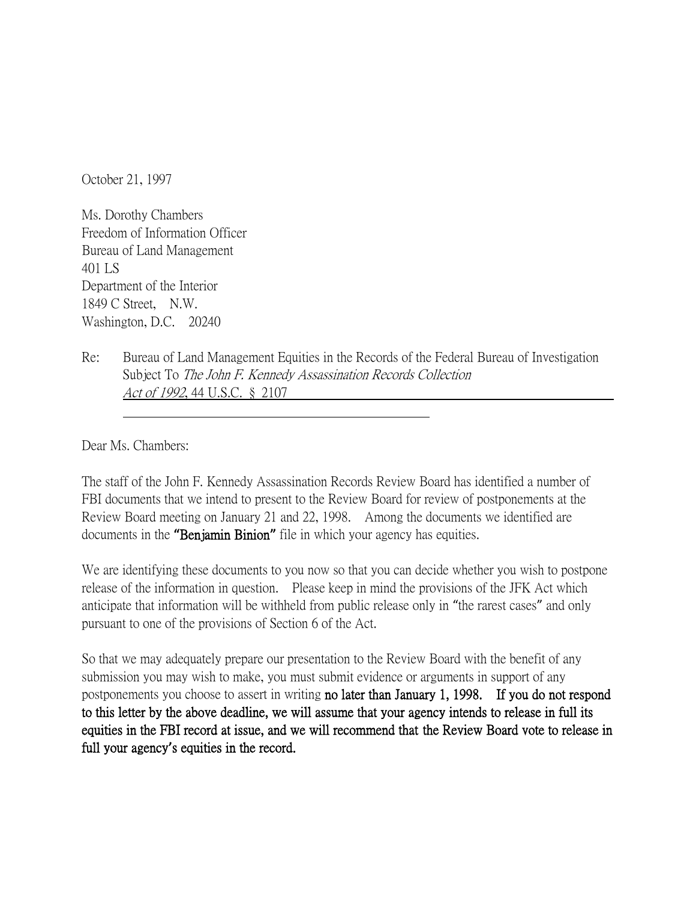October 21, 1997

Ms. Dorothy Chambers
Freedom of Information Officer
Bureau of Land Management
401 LS
Department of the Interior
1849 C Street, N.W.
Washington, D.C. 20240

Re: Bureau of Land Management Equities in the Records of the Federal Bureau of Investigation Subject To *The John F. Kennedy Assassination Records Collection Act of 1992*, 44 U.S.C. § 2107

Dear Ms. Chambers:

The staff of the John F. Kennedy Assassination Records Review Board has identified a number of FBI documents that we intend to present to the Review Board for review of postponements at the Review Board meeting on January 21 and 22, 1998. Among the documents we identified are documents in the **"Benjamin Binion"** file in which your agency has equities.

We are identifying these documents to you now so that you can decide whether you wish to postpone release of the information in question. Please keep in mind the provisions of the JFK Act which anticipate that information will be withheld from public release only in "the rarest cases" and only pursuant to one of the provisions of Section 6 of the Act.

So that we may adequately prepare our presentation to the Review Board with the benefit of any submission you may wish to make, you must submit evidence or arguments in support of any postponements you choose to assert in writing **no later than January 1, 1998. If you do not respond to this letter by the above deadline, we will assume that your agency intends to release in full its equities in the FBI record at issue, and we will recommend that the Review Board vote to release in full your agency's equities in the record.**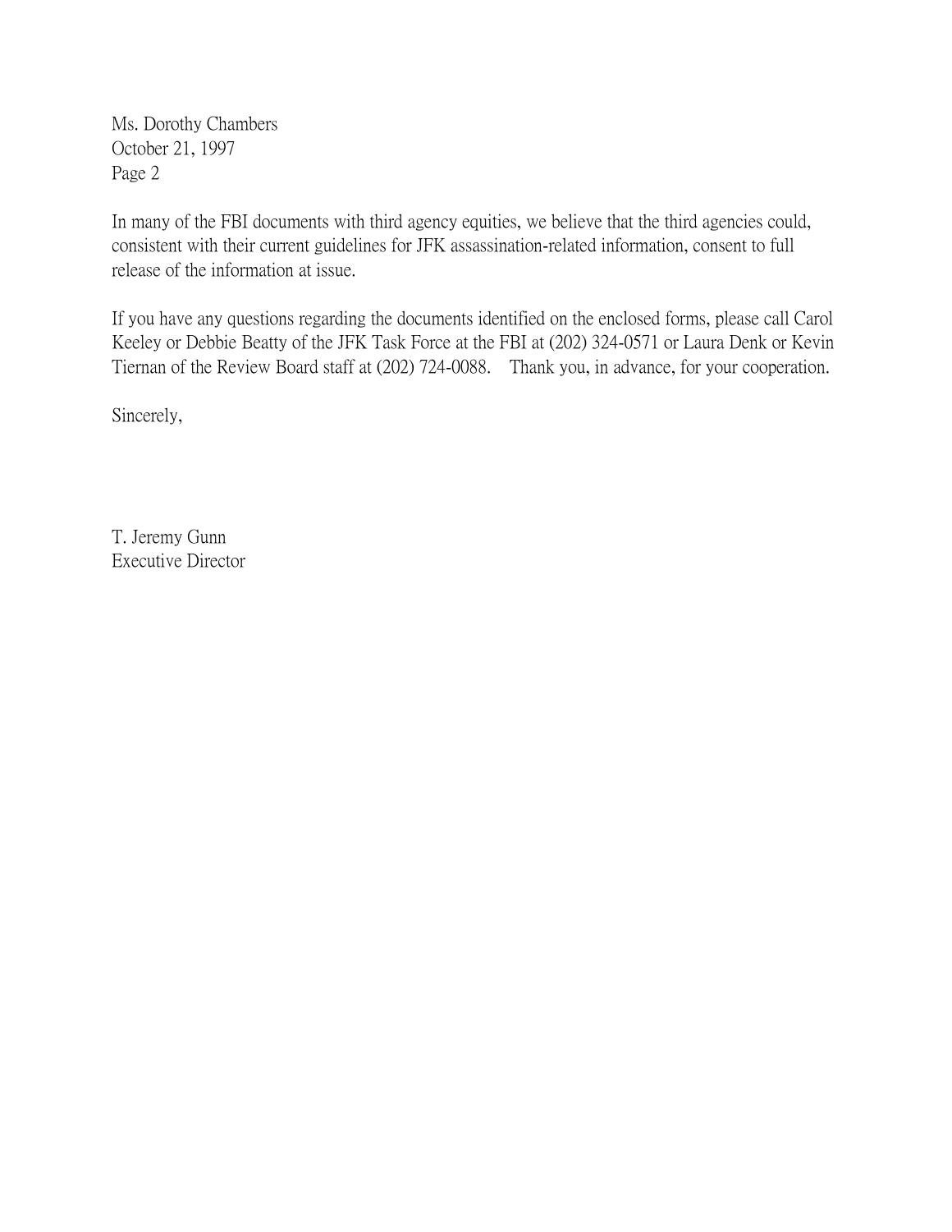Ms. Dorothy Chambers
October 21, 1997
Page 2

In many of the FBI documents with third agency equities, we believe that the third agencies could, consistent with their current guidelines for JFK assassination-related information, consent to full release of the information at issue.

If you have any questions regarding the documents identified on the enclosed forms, please call Carol Keeley or Debbie Beatty of the JFK Task Force at the FBI at (202) 324-0571 or Laura Denk or Kevin Tiernan of the Review Board staff at (202) 724-0088. Thank you, in advance, for your cooperation.

Sincerely,

T. Jeremy Gunn
Executive Director